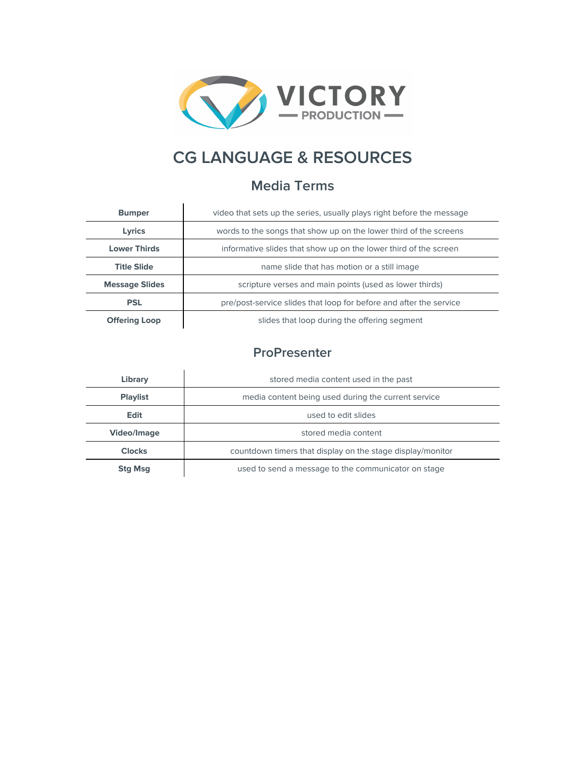VICTORY
— PRODUCTION —

# CG LANGUAGE & RESOURCES

## Media Terms

| | |
|---|---|
| **Bumper** | video that sets up the series, usually plays right before the message |
| **Lyrics** | words to the songs that show up on the lower third of the screens |
| **Lower Thirds** | informative slides that show up on the lower third of the screen |
| **Title Slide** | name slide that has motion or a still image |
| **Message Slides** | scripture verses and main points (used as lower thirds) |
| **PSL** | pre/post-service slides that loop for before and after the service |
| **Offering Loop** | slides that loop during the offering segment |

## ProPresenter

| | |
|---|---|
| **Library** | stored media content used in the past |
| **Playlist** | media content being used during the current service |
| **Edit** | used to edit slides |
| **Video/Image** | stored media content |
| **Clocks** | countdown timers that display on the stage display/monitor |
| **Stg Msg** | used to send a message to the communicator on stage |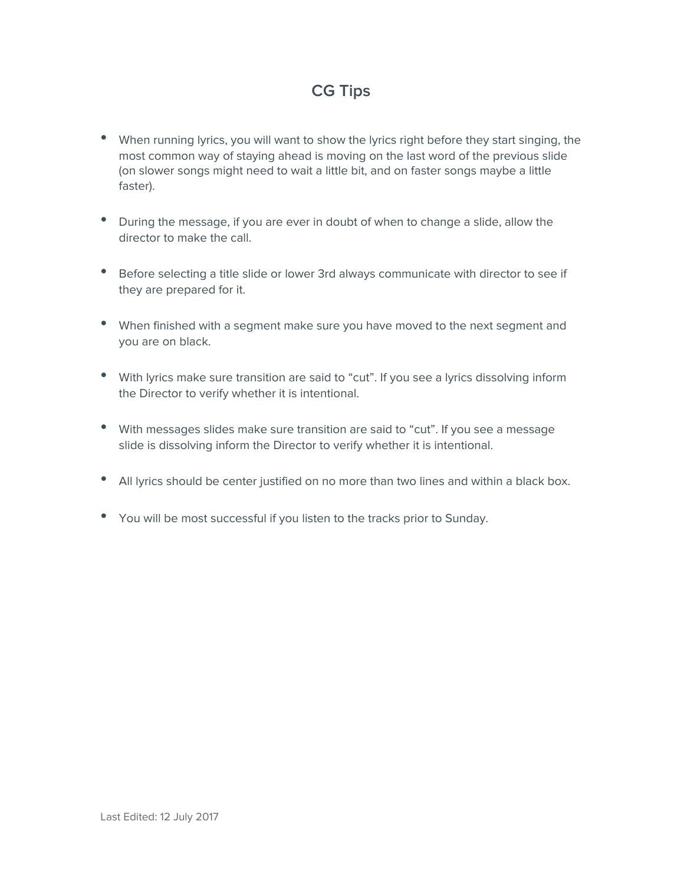# CG Tips

- When running lyrics, you will want to show the lyrics right before they start singing, the most common way of staying ahead is moving on the last word of the previous slide (on slower songs might need to wait a little bit, and on faster songs maybe a little faster).

- During the message, if you are ever in doubt of when to change a slide, allow the director to make the call.

- Before selecting a title slide or lower 3rd always communicate with director to see if they are prepared for it.

- When finished with a segment make sure you have moved to the next segment and you are on black.

- With lyrics make sure transition are said to "cut". If you see a lyrics dissolving inform the Director to verify whether it is intentional.

- With messages slides make sure transition are said to "cut". If you see a message slide is dissolving inform the Director to verify whether it is intentional.

- All lyrics should be center justified on no more than two lines and within a black box.

- You will be most successful if you listen to the tracks prior to Sunday.

Last Edited: 12 July 2017